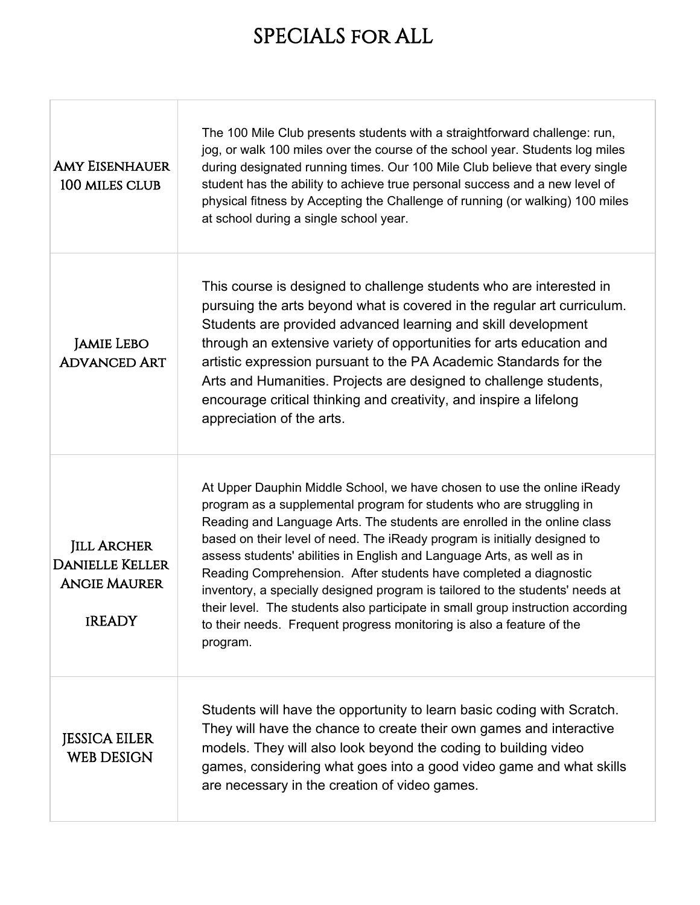# SPECIALS FOR ALL

| | |
|---|---|
| Amy Eisenhauer<br>100 miles club | The 100 Mile Club presents students with a straightforward challenge: run, jog, or walk 100 miles over the course of the school year. Students log miles during designated running times. Our 100 Mile Club believe that every single student has the ability to achieve true personal success and a new level of physical fitness by Accepting the Challenge of running (or walking) 100 miles at school during a single school year. |
| Jamie Lebo<br>Advanced Art | This course is designed to challenge students who are interested in pursuing the arts beyond what is covered in the regular art curriculum. Students are provided advanced learning and skill development through an extensive variety of opportunities for arts education and artistic expression pursuant to the PA Academic Standards for the Arts and Humanities. Projects are designed to challenge students, encourage critical thinking and creativity, and inspire a lifelong appreciation of the arts. |
| Jill Archer<br>Danielle Keller<br>Angie Maurer<br><br>iREADY | At Upper Dauphin Middle School, we have chosen to use the online iReady program as a supplemental program for students who are struggling in Reading and Language Arts. The students are enrolled in the online class based on their level of need. The iReady program is initially designed to assess students' abilities in English and Language Arts, as well as in Reading Comprehension. After students have completed a diagnostic inventory, a specially designed program is tailored to the students' needs at their level. The students also participate in small group instruction according to their needs. Frequent progress monitoring is also a feature of the program. |
| JESSICA EILER<br>WEB DESIGN | Students will have the opportunity to learn basic coding with Scratch. They will have the chance to create their own games and interactive models. They will also look beyond the coding to building video games, considering what goes into a good video game and what skills are necessary in the creation of video games. |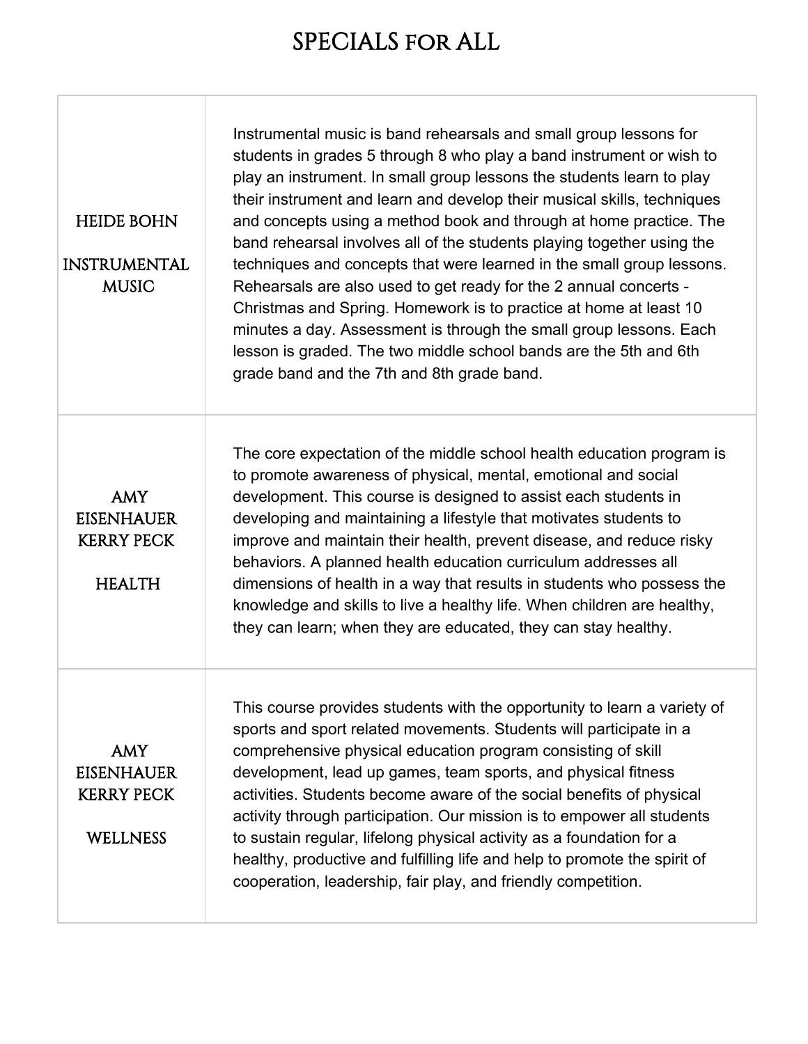# SPECIALS FOR ALL

| | |
|---|---|
| HEIDE BOHN<br><br>INSTRUMENTAL MUSIC | Instrumental music is band rehearsals and small group lessons for students in grades 5 through 8 who play a band instrument or wish to play an instrument. In small group lessons the students learn to play their instrument and learn and develop their musical skills, techniques and concepts using a method book and through at home practice. The band rehearsal involves all of the students playing together using the techniques and concepts that were learned in the small group lessons. Rehearsals are also used to get ready for the 2 annual concerts - Christmas and Spring. Homework is to practice at home at least 10 minutes a day. Assessment is through the small group lessons. Each lesson is graded. The two middle school bands are the 5th and 6th grade band and the 7th and 8th grade band. |
| AMY EISENHAUER<br>KERRY PECK<br><br>HEALTH | The core expectation of the middle school health education program is to promote awareness of physical, mental, emotional and social development. This course is designed to assist each students in developing and maintaining a lifestyle that motivates students to improve and maintain their health, prevent disease, and reduce risky behaviors. A planned health education curriculum addresses all dimensions of health in a way that results in students who possess the knowledge and skills to live a healthy life. When children are healthy, they can learn; when they are educated, they can stay healthy. |
| AMY EISENHAUER<br>KERRY PECK<br><br>WELLNESS | This course provides students with the opportunity to learn a variety of sports and sport related movements. Students will participate in a comprehensive physical education program consisting of skill development, lead up games, team sports, and physical fitness activities. Students become aware of the social benefits of physical activity through participation. Our mission is to empower all students to sustain regular, lifelong physical activity as a foundation for a healthy, productive and fulfilling life and help to promote the spirit of cooperation, leadership, fair play, and friendly competition. |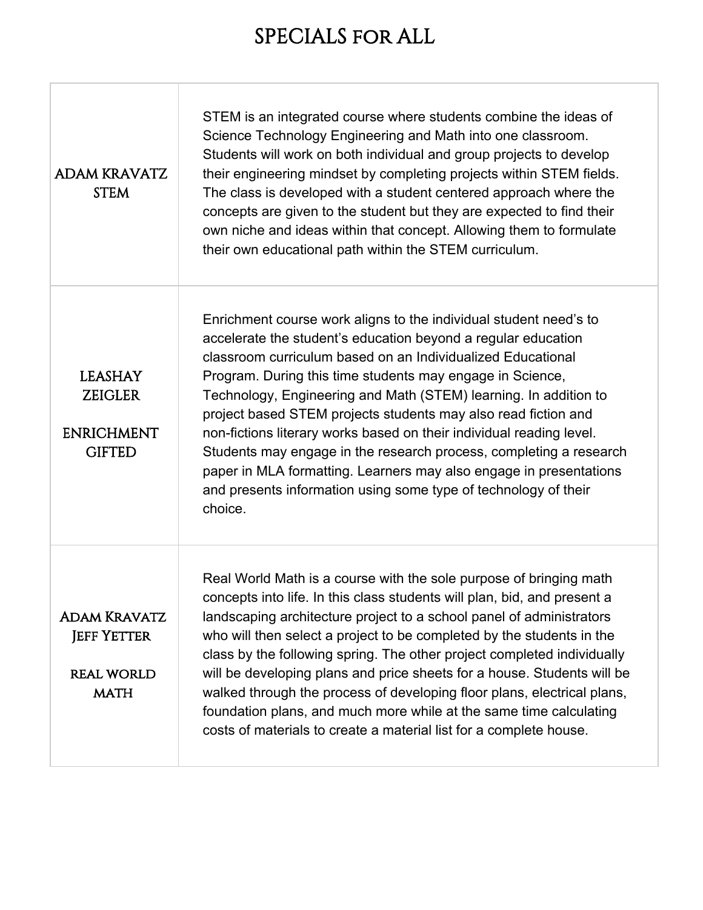# SPECIALS FOR ALL

| | |
|---|---|
| ADAM KRAVATZ<br>STEM | STEM is an integrated course where students combine the ideas of Science Technology Engineering and Math into one classroom. Students will work on both individual and group projects to develop their engineering mindset by completing projects within STEM fields. The class is developed with a student centered approach where the concepts are given to the student but they are expected to find their own niche and ideas within that concept. Allowing them to formulate their own educational path within the STEM curriculum. |
| LEASHAY ZEIGLER<br><br>ENRICHMENT GIFTED | Enrichment course work aligns to the individual student need's to accelerate the student's education beyond a regular education classroom curriculum based on an Individualized Educational Program. During this time students may engage in Science, Technology, Engineering and Math (STEM) learning. In addition to project based STEM projects students may also read fiction and non-fictions literary works based on their individual reading level. Students may engage in the research process, completing a research paper in MLA formatting. Learners may also engage in presentations and presents information using some type of technology of their choice. |
| ADAM KRAVATZ<br>JEFF YETTER<br><br>REAL WORLD MATH | Real World Math is a course with the sole purpose of bringing math concepts into life. In this class students will plan, bid, and present a landscaping architecture project to a school panel of administrators who will then select a project to be completed by the students in the class by the following spring. The other project completed individually will be developing plans and price sheets for a house. Students will be walked through the process of developing floor plans, electrical plans, foundation plans, and much more while at the same time calculating costs of materials to create a material list for a complete house. |